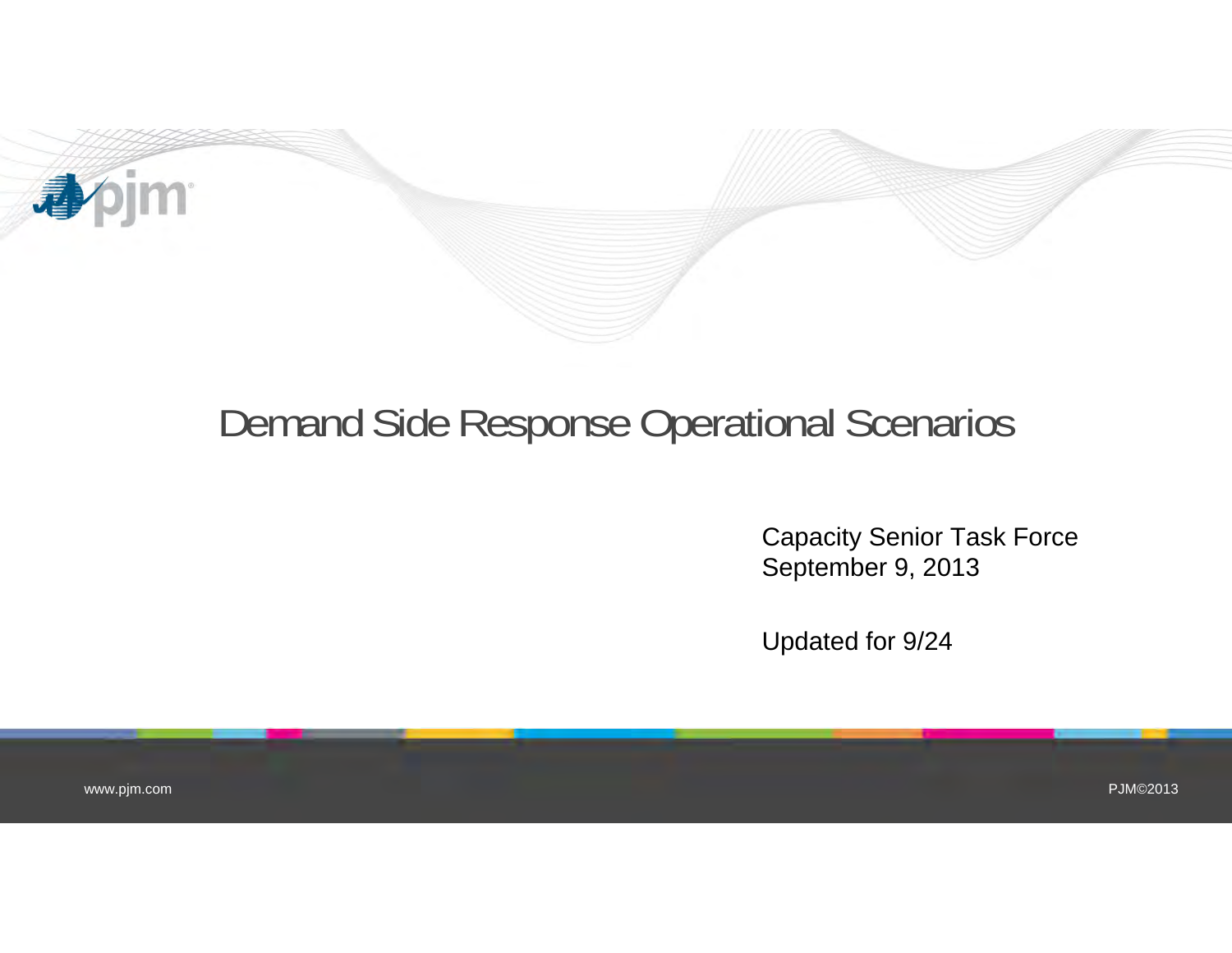# Demand Side Response Operational Scenarios

Capacity Senior Task Force
September 9, 2013

Updated for 9/24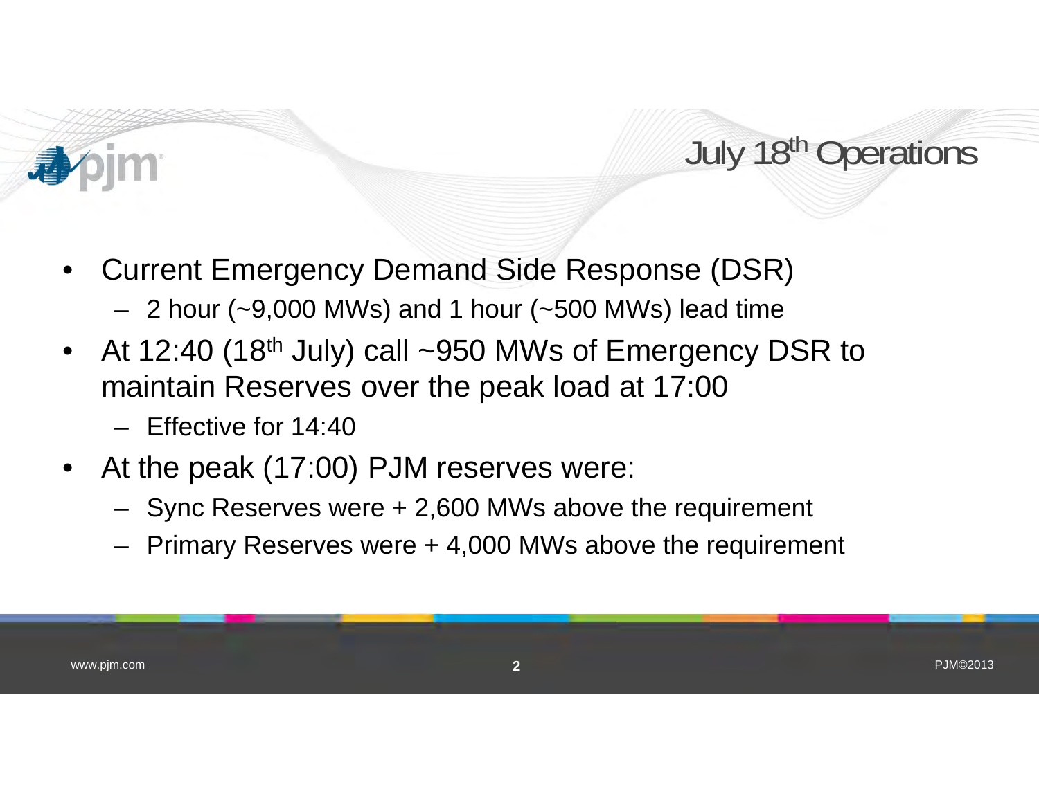# July 18th Operations

- Current Emergency Demand Side Response (DSR)
  - 2 hour (~9,000 MWs) and 1 hour (~500 MWs) lead time
- At 12:40 (18th July) call ~950 MWs of Emergency DSR to maintain Reserves over the peak load at 17:00
  - Effective for 14:40
- At the peak (17:00) PJM reserves were:
  - Sync Reserves were + 2,600 MWs above the requirement
  - Primary Reserves were + 4,000 MWs above the requirement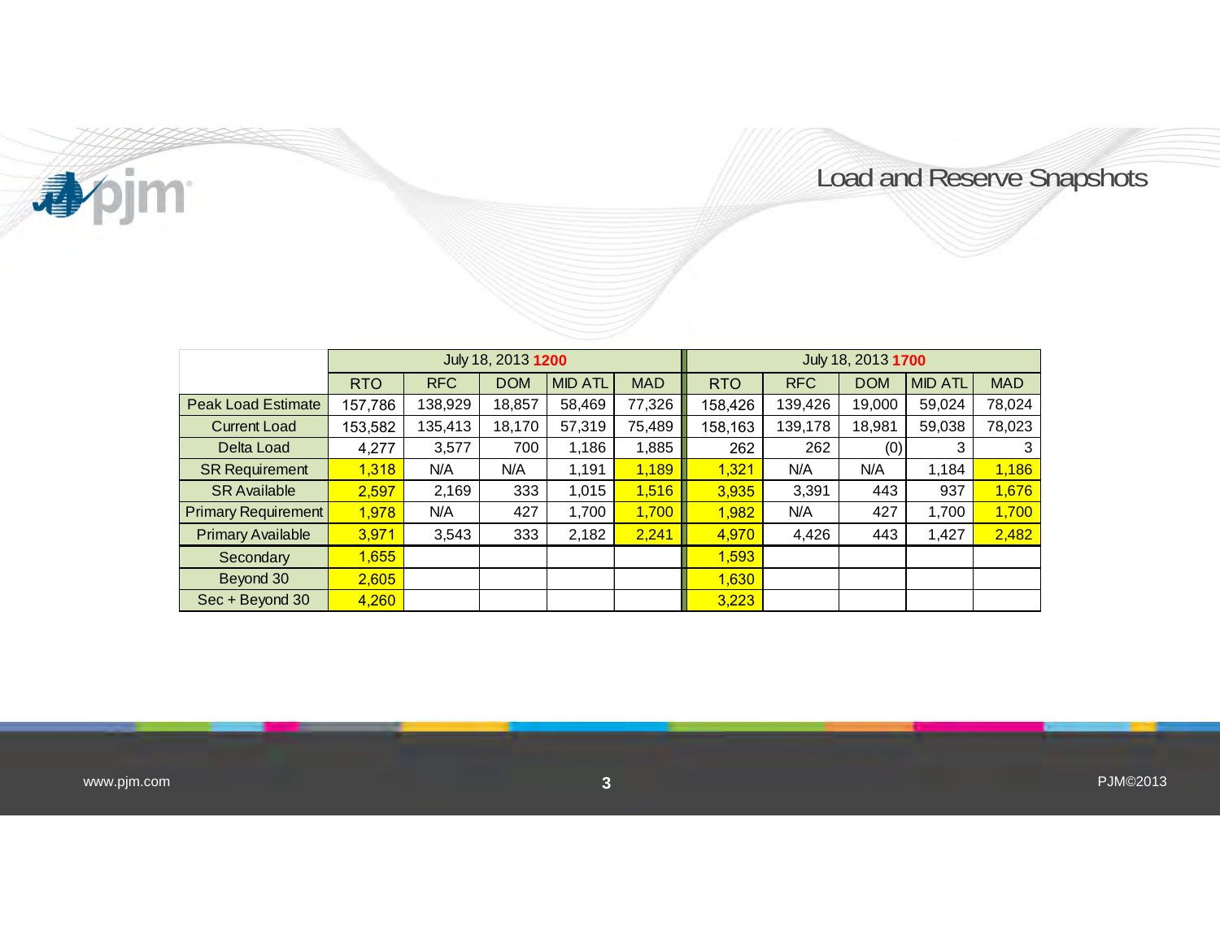# Load and Reserve Snapshots

| | July 18, 2013 1200 | | | | | July 18, 2013 1700 | | | | |
|---|---|---|---|---|---|---|---|---|---|---|
| | RTO | RFC | DOM | MID ATL | MAD | RTO | RFC | DOM | MID ATL | MAD |
| Peak Load Estimate | 157,786 | 138,929 | 18,857 | 58,469 | 77,326 | 158,426 | 139,426 | 19,000 | 59,024 | 78,024 |
| Current Load | 153,582 | 135,413 | 18,170 | 57,319 | 75,489 | 158,163 | 139,178 | 18,981 | 59,038 | 78,023 |
| Delta Load | 4,277 | 3,577 | 700 | 1,186 | 1,885 | 262 | 262 | (0) | 3 | 3 |
| SR Requirement | 1,318 | N/A | N/A | 1,191 | 1,189 | 1,321 | N/A | N/A | 1,184 | 1,186 |
| SR Available | 2,597 | 2,169 | 333 | 1,015 | 1,516 | 3,935 | 3,391 | 443 | 937 | 1,676 |
| Primary Requirement | 1,978 | N/A | 427 | 1,700 | 1,700 | 1,982 | N/A | 427 | 1,700 | 1,700 |
| Primary Available | 3,971 | 3,543 | 333 | 2,182 | 2,241 | 4,970 | 4,426 | 443 | 1,427 | 2,482 |
| Secondary | 1,655 | | | | | 1,593 | | | | |
| Beyond 30 | 2,605 | | | | | 1,630 | | | | |
| Sec + Beyond 30 | 4,260 | | | | | 3,223 | | | | |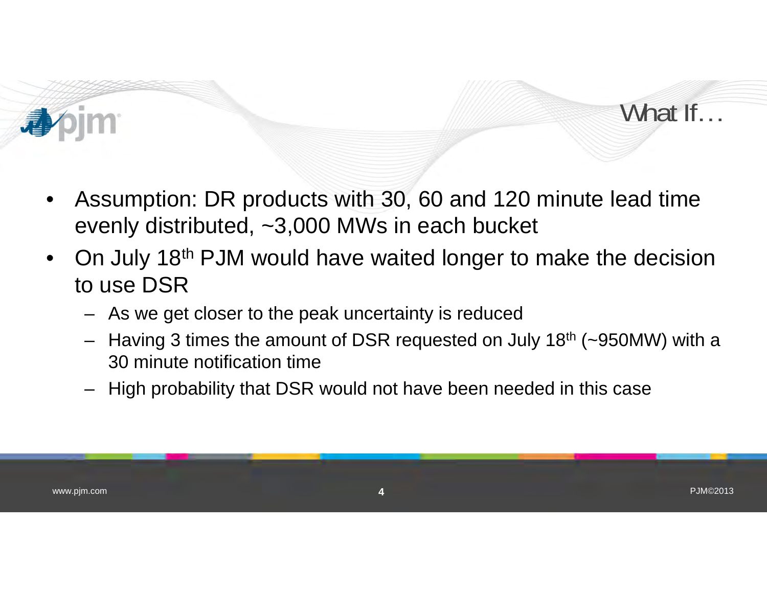# What If…

- Assumption: DR products with 30, 60 and 120 minute lead time evenly distributed, ~3,000 MWs in each bucket
- On July 18th PJM would have waited longer to make the decision to use DSR
  - As we get closer to the peak uncertainty is reduced
  - Having 3 times the amount of DSR requested on July 18th (~950MW) with a 30 minute notification time
  - High probability that DSR would not have been needed in this case